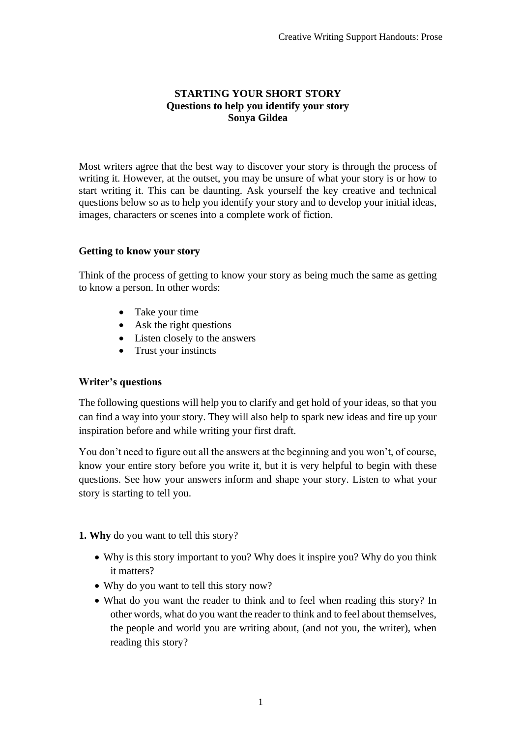# STARTING YOUR SHORT STORY
## Questions to help you identify your story
### Sonya Gildea

Most writers agree that the best way to discover your story is through the process of writing it. However, at the outset, you may be unsure of what your story is or how to start writing it. This can be daunting. Ask yourself the key creative and technical questions below so as to help you identify your story and to develop your initial ideas, images, characters or scenes into a complete work of fiction.

### Getting to know your story

Think of the process of getting to know your story as being much the same as getting to know a person. In other words:

- Take your time
- Ask the right questions
- Listen closely to the answers
- Trust your instincts

### Writer's questions

The following questions will help you to clarify and get hold of your ideas, so that you can find a way into your story. They will also help to spark new ideas and fire up your inspiration before and while writing your first draft.

You don't need to figure out all the answers at the beginning and you won't, of course, know your entire story before you write it, but it is very helpful to begin with these questions. See how your answers inform and shape your story. Listen to what your story is starting to tell you.

**1. Why** do you want to tell this story?

- Why is this story important to you? Why does it inspire you? Why do you think it matters?
- Why do you want to tell this story now?
- What do you want the reader to think and to feel when reading this story? In other words, what do you want the reader to think and to feel about themselves, the people and world you are writing about, (and not you, the writer), when reading this story?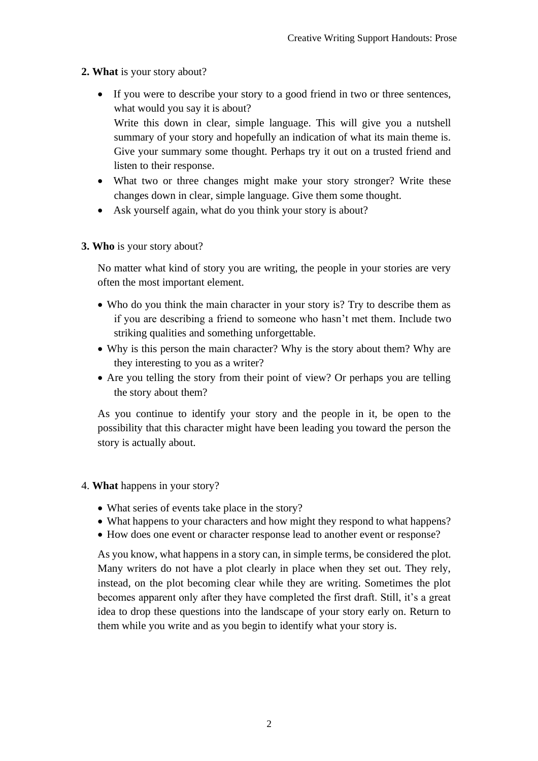**2. What** is your story about?

- If you were to describe your story to a good friend in two or three sentences, what would you say it is about?
  Write this down in clear, simple language. This will give you a nutshell summary of your story and hopefully an indication of what its main theme is. Give your summary some thought. Perhaps try it out on a trusted friend and listen to their response.
- What two or three changes might make your story stronger? Write these changes down in clear, simple language. Give them some thought.
- Ask yourself again, what do you think your story is about?

**3. Who** is your story about?

No matter what kind of story you are writing, the people in your stories are very often the most important element.

- Who do you think the main character in your story is? Try to describe them as if you are describing a friend to someone who hasn't met them. Include two striking qualities and something unforgettable.
- Why is this person the main character? Why is the story about them? Why are they interesting to you as a writer?
- Are you telling the story from their point of view? Or perhaps you are telling the story about them?

As you continue to identify your story and the people in it, be open to the possibility that this character might have been leading you toward the person the story is actually about.

4. **What** happens in your story?

- What series of events take place in the story?
- What happens to your characters and how might they respond to what happens?
- How does one event or character response lead to another event or response?

As you know, what happens in a story can, in simple terms, be considered the plot. Many writers do not have a plot clearly in place when they set out. They rely, instead, on the plot becoming clear while they are writing. Sometimes the plot becomes apparent only after they have completed the first draft. Still, it's a great idea to drop these questions into the landscape of your story early on. Return to them while you write and as you begin to identify what your story is.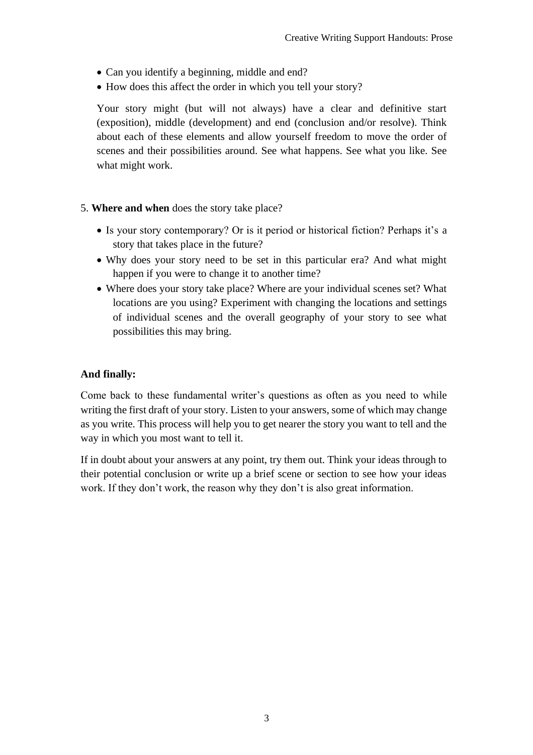- Can you identify a beginning, middle and end?
- How does this affect the order in which you tell your story?

Your story might (but will not always) have a clear and definitive start (exposition), middle (development) and end (conclusion and/or resolve). Think about each of these elements and allow yourself freedom to move the order of scenes and their possibilities around. See what happens. See what you like. See what might work.

5. **Where and when** does the story take place?

- Is your story contemporary? Or is it period or historical fiction? Perhaps it's a story that takes place in the future?
- Why does your story need to be set in this particular era? And what might happen if you were to change it to another time?
- Where does your story take place? Where are your individual scenes set? What locations are you using? Experiment with changing the locations and settings of individual scenes and the overall geography of your story to see what possibilities this may bring.

**And finally:**

Come back to these fundamental writer's questions as often as you need to while writing the first draft of your story. Listen to your answers, some of which may change as you write. This process will help you to get nearer the story you want to tell and the way in which you most want to tell it.

If in doubt about your answers at any point, try them out. Think your ideas through to their potential conclusion or write up a brief scene or section to see how your ideas work. If they don't work, the reason why they don't is also great information.